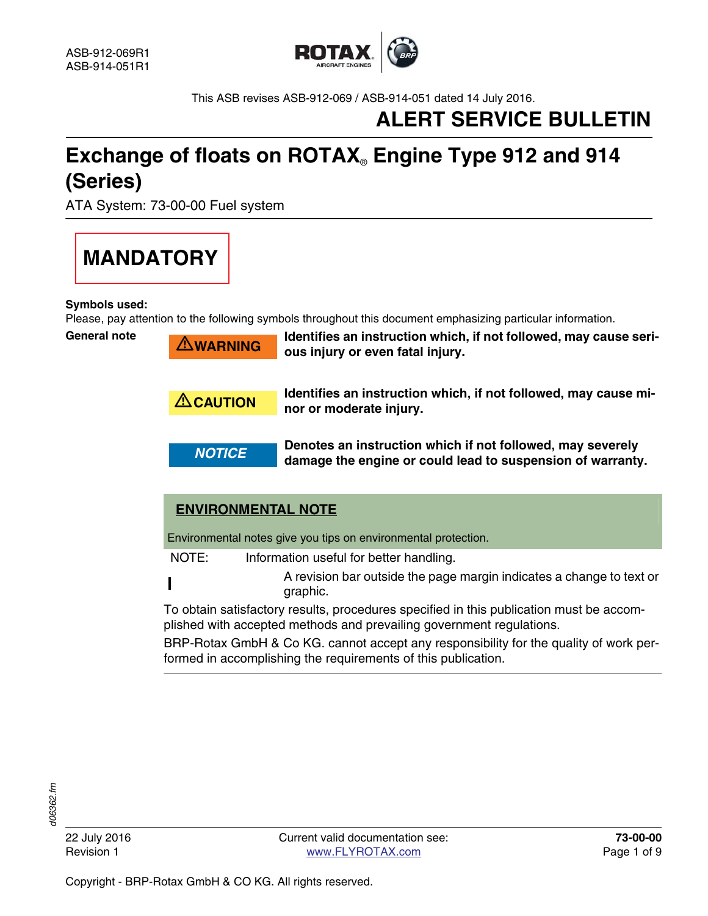ASB-912-069R1
ASB-914-051R1

This ASB revises ASB-912-069 / ASB-914-051 dated 14 July 2016.

# ALERT SERVICE BULLETIN

# Exchange of floats on ROTAX® Engine Type 912 and 914 (Series)

ATA System: 73-00-00 Fuel system

**MANDATORY**

**Symbols used:**

Please, pay attention to the following symbols throughout this document emphasizing particular information.

**General note**

| | |
|---|---|
| **⚠WARNING** | **Identifies an instruction which, if not followed, may cause serious injury or even fatal injury.** |
| **⚠CAUTION** | **Identifies an instruction which, if not followed, may cause minor or moderate injury.** |
| ***NOTICE*** | **Denotes an instruction which if not followed, may severely damage the engine or could lead to suspension of warranty.** |

**ENVIRONMENTAL NOTE**

Environmental notes give you tips on environmental protection.

NOTE: Information useful for better handling.

| A revision bar outside the page margin indicates a change to text or graphic.

To obtain satisfactory results, procedures specified in this publication must be accomplished with accepted methods and prevailing government regulations.

BRP-Rotax GmbH & Co KG. cannot accept any responsibility for the quality of work performed in accomplishing the requirements of this publication.

22 July 2016
Revision 1

Current valid documentation see: www.FLYROTAX.com

73-00-00

Copyright - BRP-Rotax GmbH & CO KG. All rights reserved.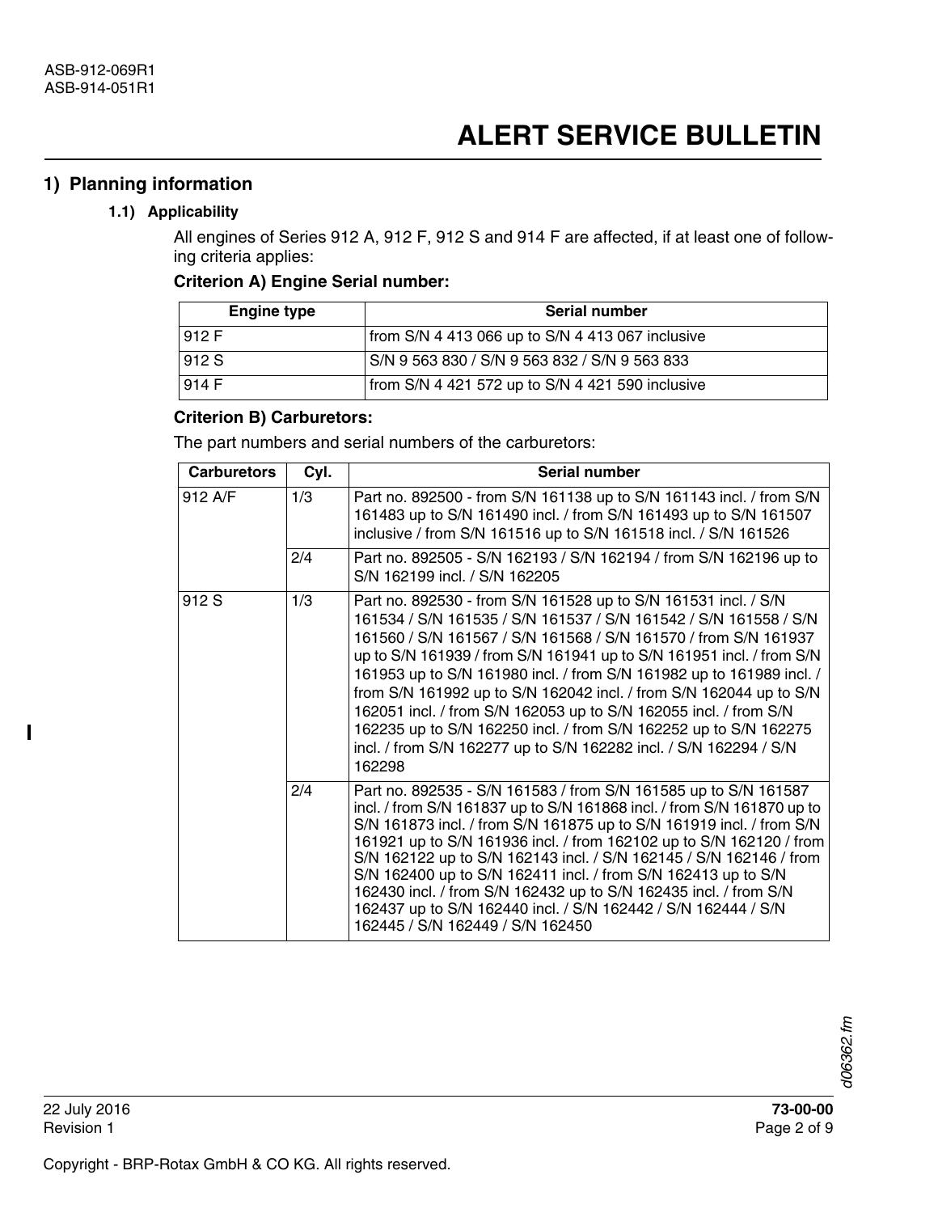# ALERT SERVICE BULLETIN

## 1) Planning information

### 1.1) Applicability

All engines of Series 912 A, 912 F, 912 S and 914 F are affected, if at least one of following criteria applies:

**Criterion A) Engine Serial number:**

| Engine type | Serial number |
|---|---|
| 912 F | from S/N 4 413 066 up to S/N 4 413 067 inclusive |
| 912 S | S/N 9 563 830 / S/N 9 563 832 / S/N 9 563 833 |
| 914 F | from S/N 4 421 572 up to S/N 4 421 590 inclusive |

**Criterion B) Carburetors:**

The part numbers and serial numbers of the carburetors:

| Carburetors | Cyl. | Serial number |
|---|---|---|
| 912 A/F | 1/3 | Part no. 892500 - from S/N 161138 up to S/N 161143 incl. / from S/N 161483 up to S/N 161490 incl. / from S/N 161493 up to S/N 161507 inclusive / from S/N 161516 up to S/N 161518 incl. / S/N 161526 |
| | 2/4 | Part no. 892505 - S/N 162193 / S/N 162194 / from S/N 162196 up to S/N 162199 incl. / S/N 162205 |
| 912 S | 1/3 | Part no. 892530 - from S/N 161528 up to S/N 161531 incl. / S/N 161534 / S/N 161535 / S/N 161537 / S/N 161542 / S/N 161558 / S/N 161560 / S/N 161567 / S/N 161568 / S/N 161570 / from S/N 161937 up to S/N 161939 / from S/N 161941 up to S/N 161951 incl. / from S/N 161953 up to S/N 161980 incl. / from S/N 161982 up to 161989 incl. / from S/N 161992 up to S/N 162042 incl. / from S/N 162044 up to S/N 162051 incl. / from S/N 162053 up to S/N 162055 incl. / from S/N 162235 up to S/N 162250 incl. / from S/N 162252 up to S/N 162275 incl. / from S/N 162277 up to S/N 162282 incl. / S/N 162294 / S/N 162298 |
| | 2/4 | Part no. 892535 - S/N 161583 / from S/N 161585 up to S/N 161587 incl. / from S/N 161837 up to S/N 161868 incl. / from S/N 161870 up to S/N 161873 incl. / from S/N 161875 up to S/N 161919 incl. / from S/N 161921 up to S/N 161936 incl. / from 162102 up to S/N 162120 / from S/N 162122 up to S/N 162143 incl. / S/N 162145 / S/N 162146 / from S/N 162400 up to S/N 162411 incl. / from S/N 162413 up to S/N 162430 incl. / from S/N 162432 up to S/N 162435 incl. / from S/N 162437 up to S/N 162440 incl. / S/N 162442 / S/N 162444 / S/N 162445 / S/N 162449 / S/N 162450 |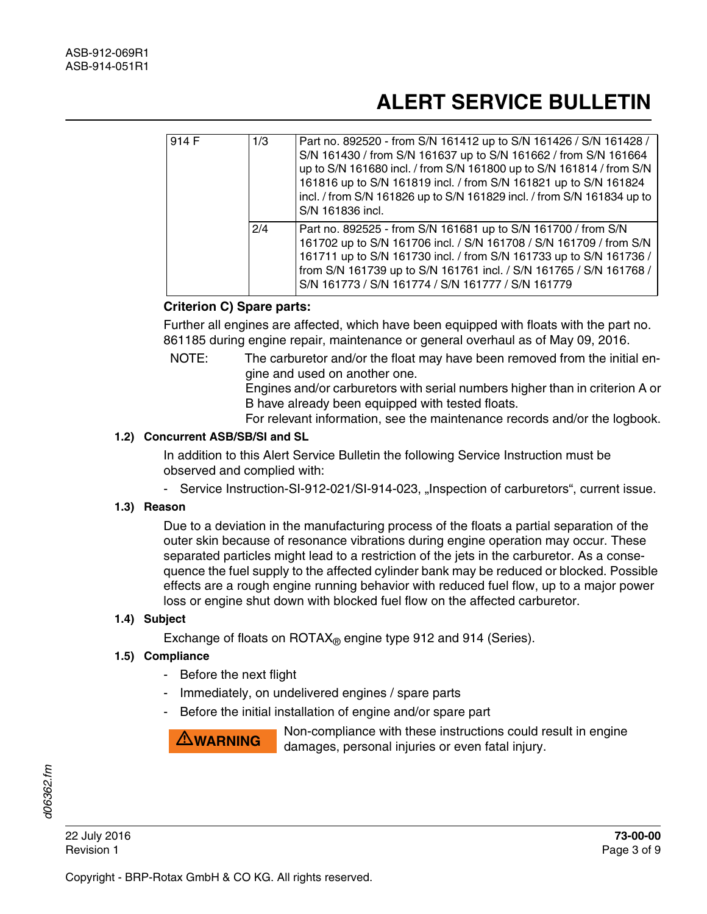| | | |
|---|---|---|
| 914 F | 1/3 | Part no. 892520 - from S/N 161412 up to S/N 161426 / S/N 161428 / S/N 161430 / from S/N 161637 up to S/N 161662 / from S/N 161664 up to S/N 161680 incl. / from S/N 161800 up to S/N 161814 / from S/N 161816 up to S/N 161819 incl. / from S/N 161821 up to S/N 161824 incl. / from S/N 161826 up to S/N 161829 incl. / from S/N 161834 up to S/N 161836 incl. |
| | 2/4 | Part no. 892525 - from S/N 161681 up to S/N 161700 / from S/N 161702 up to S/N 161706 incl. / S/N 161708 / S/N 161709 / from S/N 161711 up to S/N 161730 incl. / from S/N 161733 up to S/N 161736 / from S/N 161739 up to S/N 161761 incl. / S/N 161765 / S/N 161768 / S/N 161773 / S/N 161774 / S/N 161777 / S/N 161779 |

**Criterion C) Spare parts:**

Further all engines are affected, which have been equipped with floats with the part no. 861185 during engine repair, maintenance or general overhaul as of May 09, 2016.

NOTE: The carburetor and/or the float may have been removed from the initial engine and used on another one.
Engines and/or carburetors with serial numbers higher than in criterion A or B have already been equipped with tested floats.
For relevant information, see the maintenance records and/or the logbook.

### 1.2) Concurrent ASB/SB/SI and SL

In addition to this Alert Service Bulletin the following Service Instruction must be observed and complied with:

- Service Instruction-SI-912-021/SI-914-023, „Inspection of carburetors“, current issue.

### 1.3) Reason

Due to a deviation in the manufacturing process of the floats a partial separation of the outer skin because of resonance vibrations during engine operation may occur. These separated particles might lead to a restriction of the jets in the carburetor. As a consequence the fuel supply to the affected cylinder bank may be reduced or blocked. Possible effects are a rough engine running behavior with reduced fuel flow, up to a major power loss or engine shut down with blocked fuel flow on the affected carburetor.

### 1.4) Subject

Exchange of floats on ROTAX® engine type 912 and 914 (Series).

### 1.5) Compliance

- Before the next flight
- Immediately, on undelivered engines / spare parts
- Before the initial installation of engine and/or spare part

**⚠WARNING** Non-compliance with these instructions could result in engine damages, personal injuries or even fatal injury.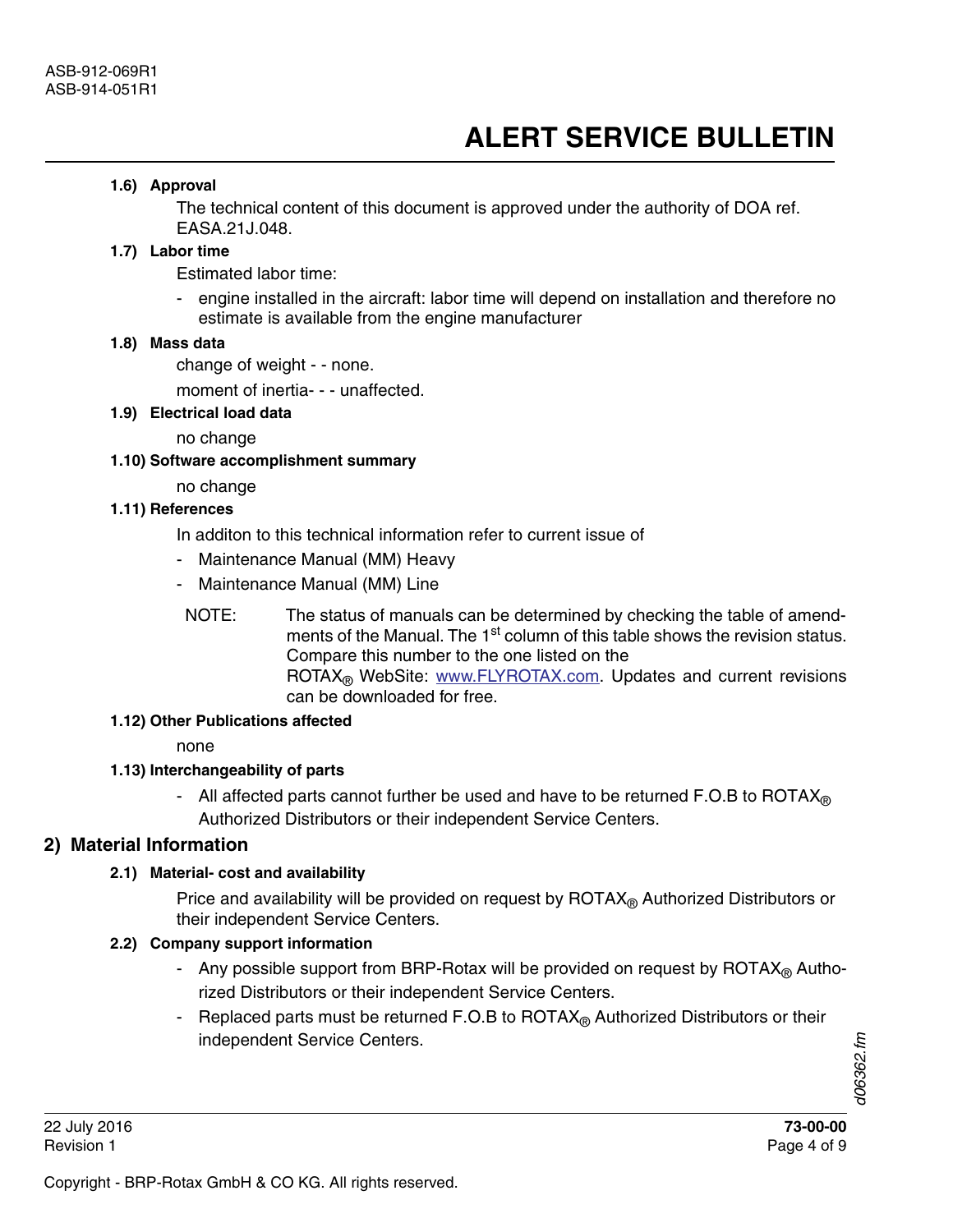#### 1.6) Approval

The technical content of this document is approved under the authority of DOA ref. EASA.21J.048.

#### 1.7) Labor time

Estimated labor time:

- engine installed in the aircraft: labor time will depend on installation and therefore no estimate is available from the engine manufacturer

#### 1.8) Mass data

change of weight - - none.

moment of inertia- - - unaffected.

#### 1.9) Electrical load data

no change

#### 1.10) Software accomplishment summary

no change

#### 1.11) References

In additon to this technical information refer to current issue of

- Maintenance Manual (MM) Heavy
- Maintenance Manual (MM) Line

NOTE: The status of manuals can be determined by checking the table of amendments of the Manual. The 1st column of this table shows the revision status. Compare this number to the one listed on the ROTAX® WebSite: www.FLYROTAX.com. Updates and current revisions can be downloaded for free.

#### 1.12) Other Publications affected

none

#### 1.13) Interchangeability of parts

- All affected parts cannot further be used and have to be returned F.O.B to ROTAX® Authorized Distributors or their independent Service Centers.

## 2) Material Information

#### 2.1) Material- cost and availability

Price and availability will be provided on request by ROTAX® Authorized Distributors or their independent Service Centers.

#### 2.2) Company support information

- Any possible support from BRP-Rotax will be provided on request by ROTAX® Authorized Distributors or their independent Service Centers.
- Replaced parts must be returned F.O.B to ROTAX® Authorized Distributors or their independent Service Centers.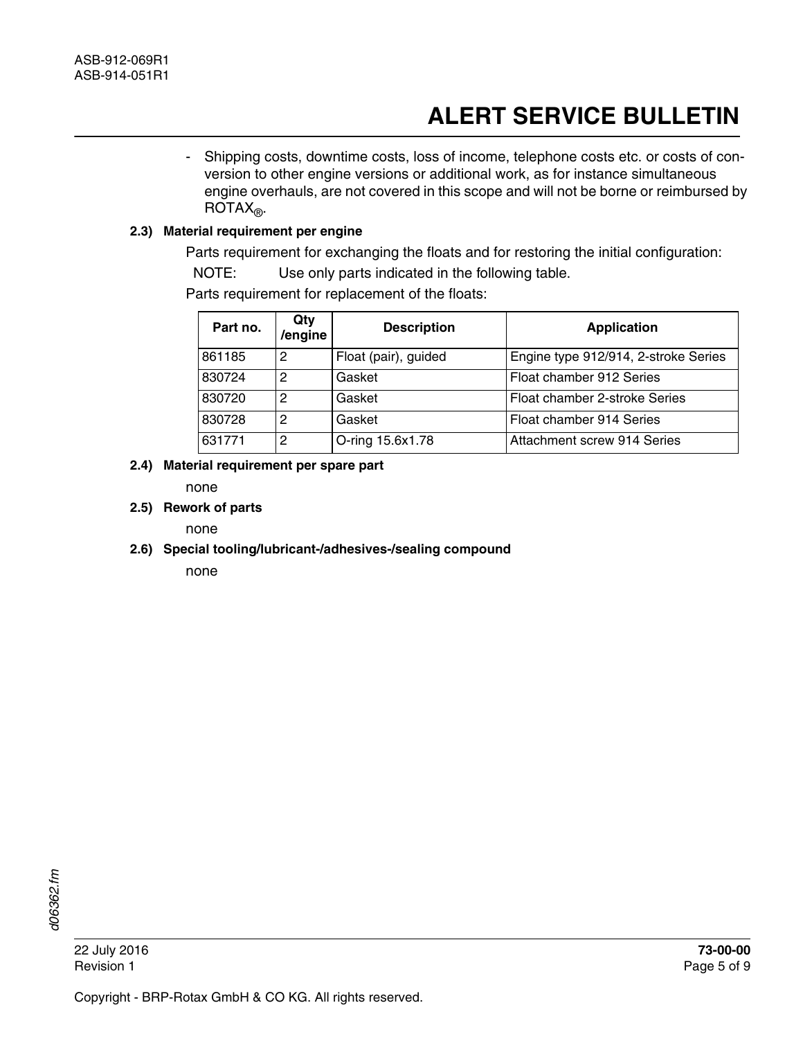- Shipping costs, downtime costs, loss of income, telephone costs etc. or costs of conversion to other engine versions or additional work, as for instance simultaneous engine overhauls, are not covered in this scope and will not be borne or reimbursed by ROTAX®.

#### 2.3) Material requirement per engine

Parts requirement for exchanging the floats and for restoring the initial configuration:

NOTE: Use only parts indicated in the following table.

Parts requirement for replacement of the floats:

| Part no. | Qty /engine | Description | Application |
|---|---|---|---|
| 861185 | 2 | Float (pair), guided | Engine type 912/914, 2-stroke Series |
| 830724 | 2 | Gasket | Float chamber 912 Series |
| 830720 | 2 | Gasket | Float chamber 2-stroke Series |
| 830728 | 2 | Gasket | Float chamber 914 Series |
| 631771 | 2 | O-ring 15.6x1.78 | Attachment screw 914 Series |

#### 2.4) Material requirement per spare part

none

#### 2.5) Rework of parts

none

#### 2.6) Special tooling/lubricant-/adhesives-/sealing compound

none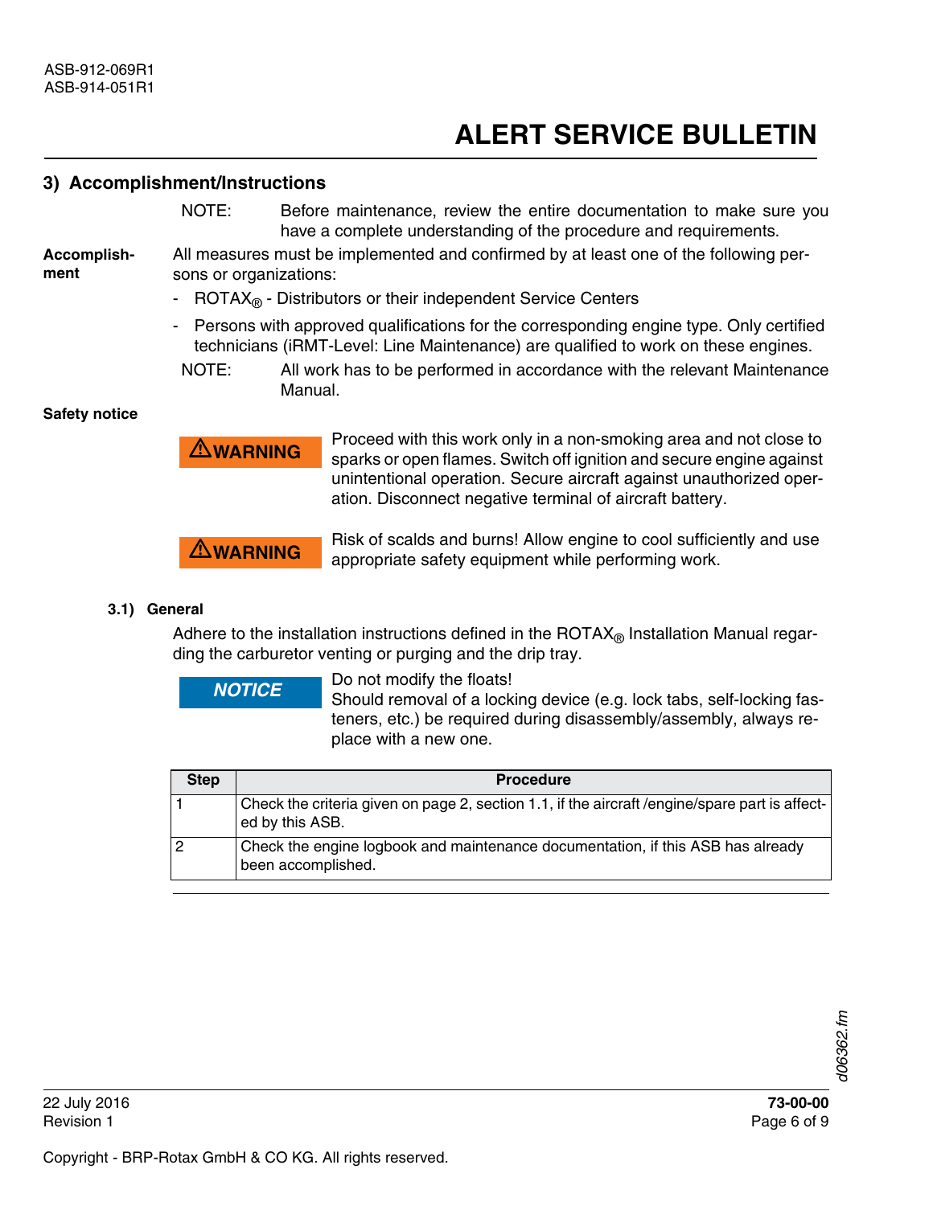## 3) Accomplishment/Instructions

NOTE: Before maintenance, review the entire documentation to make sure you have a complete understanding of the procedure and requirements.

**Accomplishment**

All measures must be implemented and confirmed by at least one of the following persons or organizations:

- ROTAX® - Distributors or their independent Service Centers
- Persons with approved qualifications for the corresponding engine type. Only certified technicians (iRMT-Level: Line Maintenance) are qualified to work on these engines.

NOTE: All work has to be performed in accordance with the relevant Maintenance Manual.

**Safety notice**

⚠WARNING Proceed with this work only in a non-smoking area and not close to sparks or open flames. Switch off ignition and secure engine against unintentional operation. Secure aircraft against unauthorized operation. Disconnect negative terminal of aircraft battery.

⚠WARNING Risk of scalds and burns! Allow engine to cool sufficiently and use appropriate safety equipment while performing work.

### 3.1) General

Adhere to the installation instructions defined in the ROTAX® Installation Manual regarding the carburetor venting or purging and the drip tray.

*NOTICE* Do not modify the floats!
Should removal of a locking device (e.g. lock tabs, self-locking fasteners, etc.) be required during disassembly/assembly, always replace with a new one.

| Step | Procedure |
|---|---|
| 1 | Check the criteria given on page 2, section 1.1, if the aircraft /engine/spare part is affected by this ASB. |
| 2 | Check the engine logbook and maintenance documentation, if this ASB has already been accomplished. |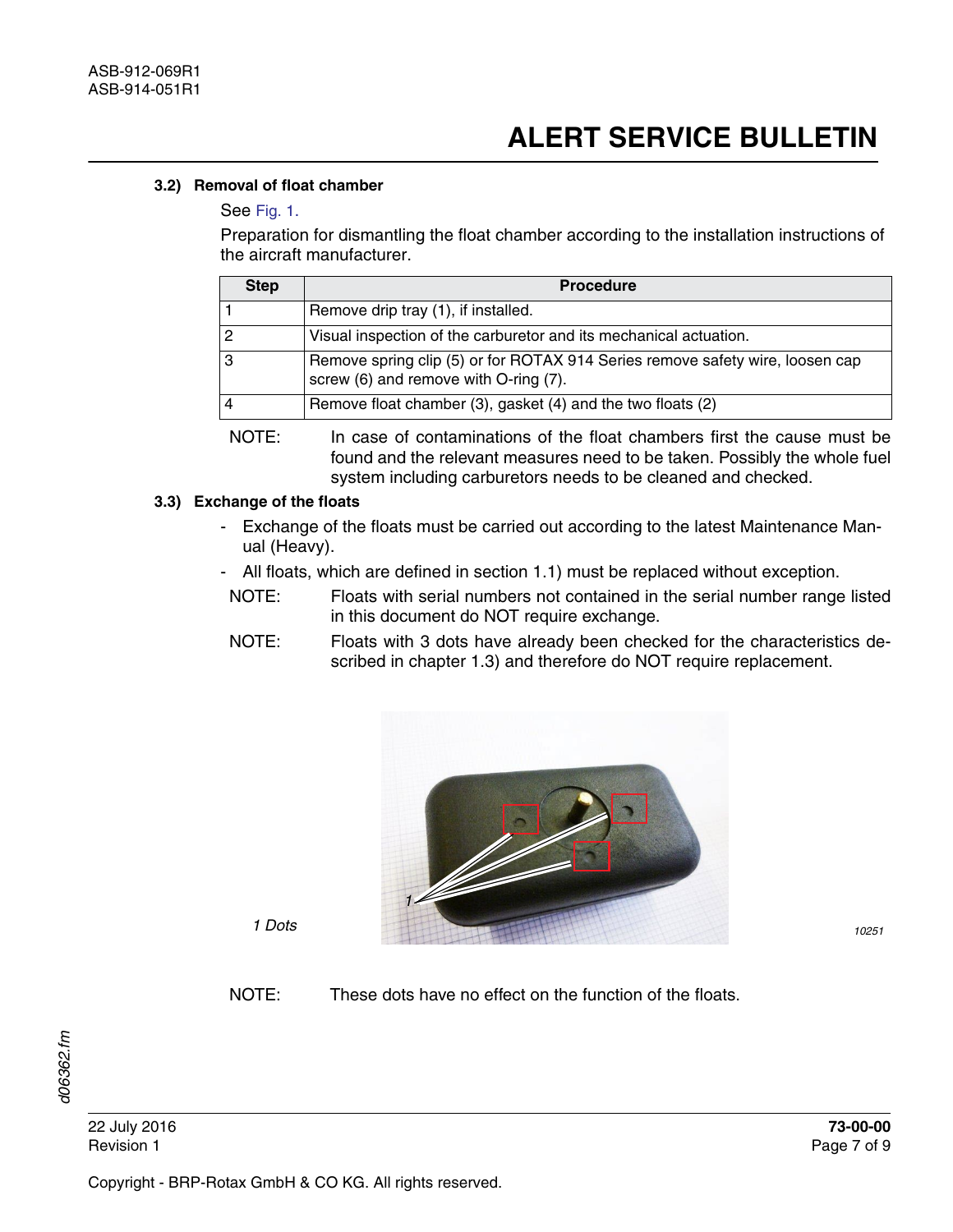### 3.2) Removal of float chamber

See Fig. 1.

Preparation for dismantling the float chamber according to the installation instructions of the aircraft manufacturer.

| Step | Procedure |
| --- | --- |
| 1 | Remove drip tray (1), if installed. |
| 2 | Visual inspection of the carburetor and its mechanical actuation. |
| 3 | Remove spring clip (5) or for ROTAX 914 Series remove safety wire, loosen cap screw (6) and remove with O-ring (7). |
| 4 | Remove float chamber (3), gasket (4) and the two floats (2) |

NOTE: In case of contaminations of the float chambers first the cause must be found and the relevant measures need to be taken. Possibly the whole fuel system including carburetors needs to be cleaned and checked.

### 3.3) Exchange of the floats

- Exchange of the floats must be carried out according to the latest Maintenance Manual (Heavy).
- All floats, which are defined in section 1.1) must be replaced without exception.

NOTE: Floats with serial numbers not contained in the serial number range listed in this document do NOT require exchange.

NOTE: Floats with 3 dots have already been checked for the characteristics described in chapter 1.3) and therefore do NOT require replacement.

1

*1 Dots*

*10251*

NOTE: These dots have no effect on the function of the floats.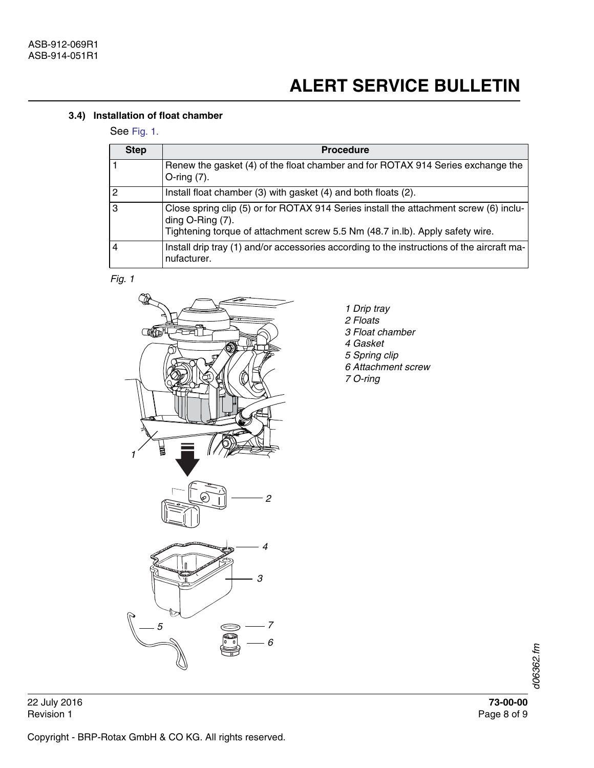### 3.4) Installation of float chamber

See Fig. 1.

| Step | Procedure |
|---|---|
| 1 | Renew the gasket (4) of the float chamber and for ROTAX 914 Series exchange the O-ring (7). |
| 2 | Install float chamber (3) with gasket (4) and both floats (2). |
| 3 | Close spring clip (5) or for ROTAX 914 Series install the attachment screw (6) including O-Ring (7).<br>Tightening torque of attachment screw 5.5 Nm (48.7 in.lb). Apply safety wire. |
| 4 | Install drip tray (1) and/or accessories according to the instructions of the aircraft manufacturer. |

*Fig. 1*

1 Drip tray
2 Floats
3 Float chamber
4 Gasket
5 Spring clip
6 Attachment screw
7 O-ring

1
2
4
3
5
7
6

d06362.fm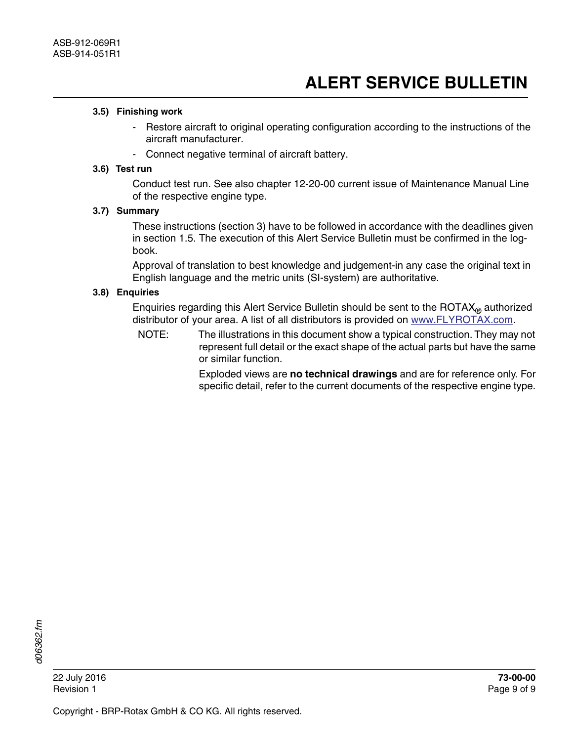### 3.5) Finishing work

- Restore aircraft to original operating configuration according to the instructions of the aircraft manufacturer.
- Connect negative terminal of aircraft battery.

### 3.6) Test run

Conduct test run. See also chapter 12-20-00 current issue of Maintenance Manual Line of the respective engine type.

### 3.7) Summary

These instructions (section 3) have to be followed in accordance with the deadlines given in section 1.5. The execution of this Alert Service Bulletin must be confirmed in the log-book.

Approval of translation to best knowledge and judgement-in any case the original text in English language and the metric units (SI-system) are authoritative.

### 3.8) Enquiries

Enquiries regarding this Alert Service Bulletin should be sent to the ROTAX® authorized distributor of your area. A list of all distributors is provided on www.FLYROTAX.com.

NOTE: The illustrations in this document show a typical construction. They may not represent full detail or the exact shape of the actual parts but have the same or similar function.

Exploded views are **no technical drawings** and are for reference only. For specific detail, refer to the current documents of the respective engine type.